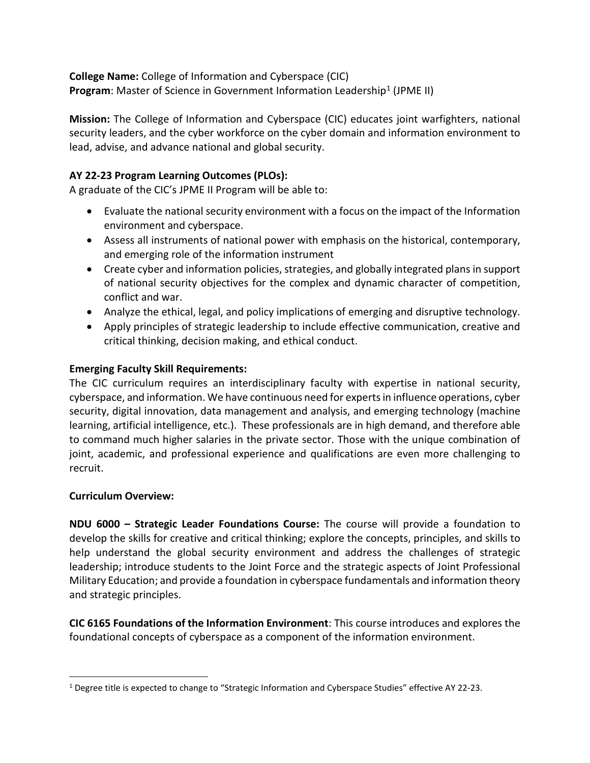**College Name:** College of Information and Cyberspace (CIC)
**Program**: Master of Science in Government Information Leadership[1] (JPME II)

**Mission:** The College of Information and Cyberspace (CIC) educates joint warfighters, national security leaders, and the cyber workforce on the cyber domain and information environment to lead, advise, and advance national and global security.

**AY 22-23 Program Learning Outcomes (PLOs):**

A graduate of the CIC's JPME II Program will be able to:

- Evaluate the national security environment with a focus on the impact of the Information environment and cyberspace.
- Assess all instruments of national power with emphasis on the historical, contemporary, and emerging role of the information instrument
- Create cyber and information policies, strategies, and globally integrated plans in support of national security objectives for the complex and dynamic character of competition, conflict and war.
- Analyze the ethical, legal, and policy implications of emerging and disruptive technology.
- Apply principles of strategic leadership to include effective communication, creative and critical thinking, decision making, and ethical conduct.

**Emerging Faculty Skill Requirements:**

The CIC curriculum requires an interdisciplinary faculty with expertise in national security, cyberspace, and information. We have continuous need for experts in influence operations, cyber security, digital innovation, data management and analysis, and emerging technology (machine learning, artificial intelligence, etc.). These professionals are in high demand, and therefore able to command much higher salaries in the private sector. Those with the unique combination of joint, academic, and professional experience and qualifications are even more challenging to recruit.

**Curriculum Overview:**

**NDU 6000 – Strategic Leader Foundations Course:** The course will provide a foundation to develop the skills for creative and critical thinking; explore the concepts, principles, and skills to help understand the global security environment and address the challenges of strategic leadership; introduce students to the Joint Force and the strategic aspects of Joint Professional Military Education; and provide a foundation in cyberspace fundamentals and information theory and strategic principles.

**CIC 6165 Foundations of the Information Environment**: This course introduces and explores the foundational concepts of cyberspace as a component of the information environment.

[1] Degree title is expected to change to "Strategic Information and Cyberspace Studies" effective AY 22-23.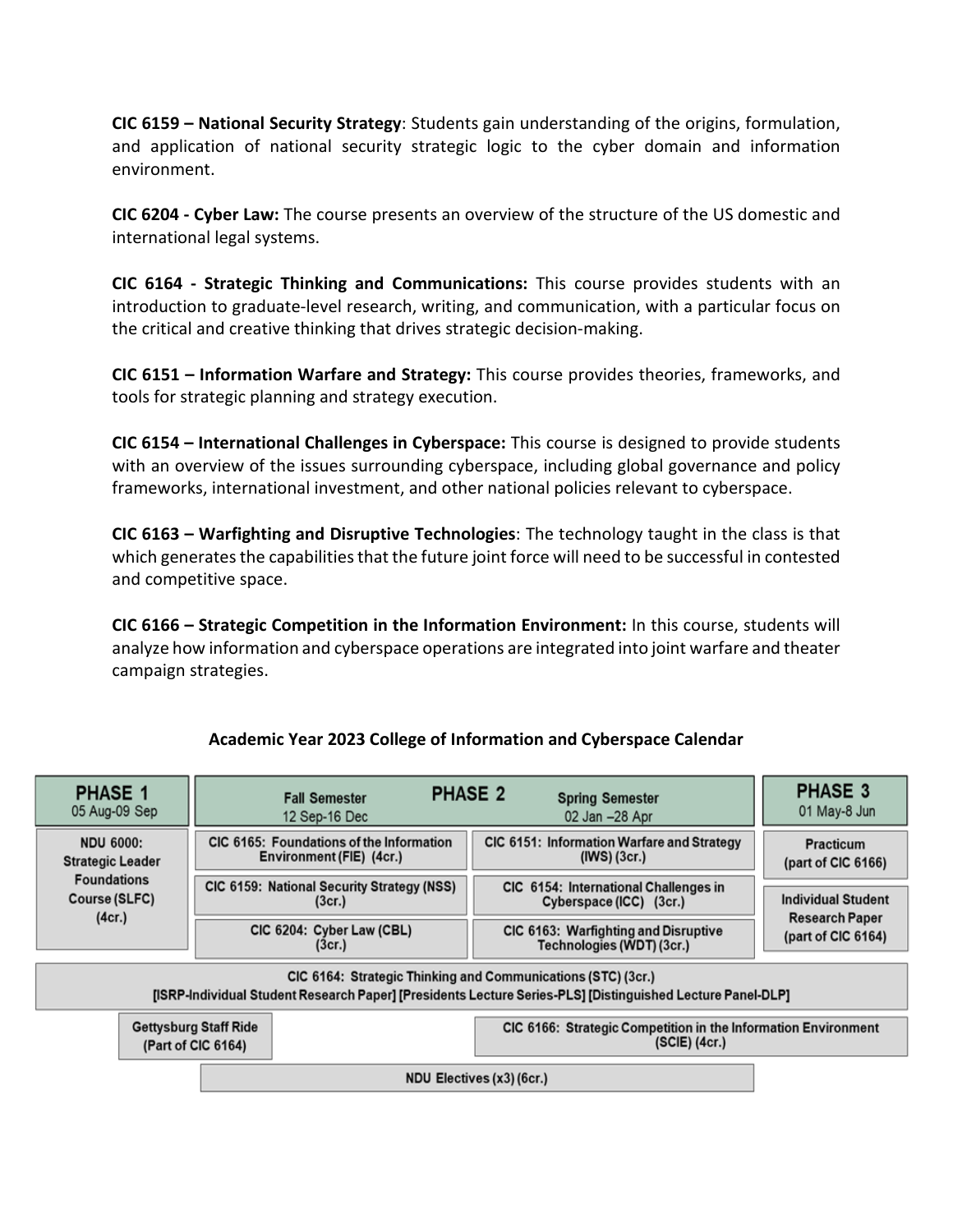**CIC 6159 – National Security Strategy**: Students gain understanding of the origins, formulation, and application of national security strategic logic to the cyber domain and information environment.

**CIC 6204 - Cyber Law:** The course presents an overview of the structure of the US domestic and international legal systems.

**CIC 6164 - Strategic Thinking and Communications:** This course provides students with an introduction to graduate-level research, writing, and communication, with a particular focus on the critical and creative thinking that drives strategic decision-making.

**CIC 6151 – Information Warfare and Strategy:** This course provides theories, frameworks, and tools for strategic planning and strategy execution.

**CIC 6154 – International Challenges in Cyberspace:** This course is designed to provide students with an overview of the issues surrounding cyberspace, including global governance and policy frameworks, international investment, and other national policies relevant to cyberspace.

**CIC 6163 – Warfighting and Disruptive Technologies**: The technology taught in the class is that which generates the capabilities that the future joint force will need to be successful in contested and competitive space.

**CIC 6166 – Strategic Competition in the Information Environment:** In this course, students will analyze how information and cyberspace operations are integrated into joint warfare and theater campaign strategies.

**Academic Year 2023 College of Information and Cyberspace Calendar**

| PHASE 1<br>05 Aug-09 Sep | PHASE 2<br>Fall Semester<br>12 Sep-16 Dec | PHASE 2<br>Spring Semester<br>02 Jan –28 Apr | PHASE 3<br>01 May-8 Jun |
|---|---|---|---|
| NDU 6000: Strategic Leader Foundations Course (SLFC) (4cr.) | CIC 6165: Foundations of the Information Environment (FIE) (4cr.) | CIC 6151: Information Warfare and Strategy (IWS) (3cr.) | Practicum (part of CIC 6166) |
| | CIC 6159: National Security Strategy (NSS) (3cr.) | CIC 6154: International Challenges in Cyberspace (ICC) (3cr.) | Individual Student Research Paper (part of CIC 6164) |
| | CIC 6204: Cyber Law (CBL) (3cr.) | CIC 6163: Warfighting and Disruptive Technologies (WDT) (3cr.) | |
| CIC 6164: Strategic Thinking and Communications (STC) (3cr.) [ISRP-Individual Student Research Paper] [Presidents Lecture Series-PLS] [Distinguished Lecture Panel-DLP] | | | |
| Gettysburg Staff Ride (Part of CIC 6164) | | CIC 6166: Strategic Competition in the Information Environment (SCIE) (4cr.) | |
| | NDU Electives (x3) (6cr.) | | |